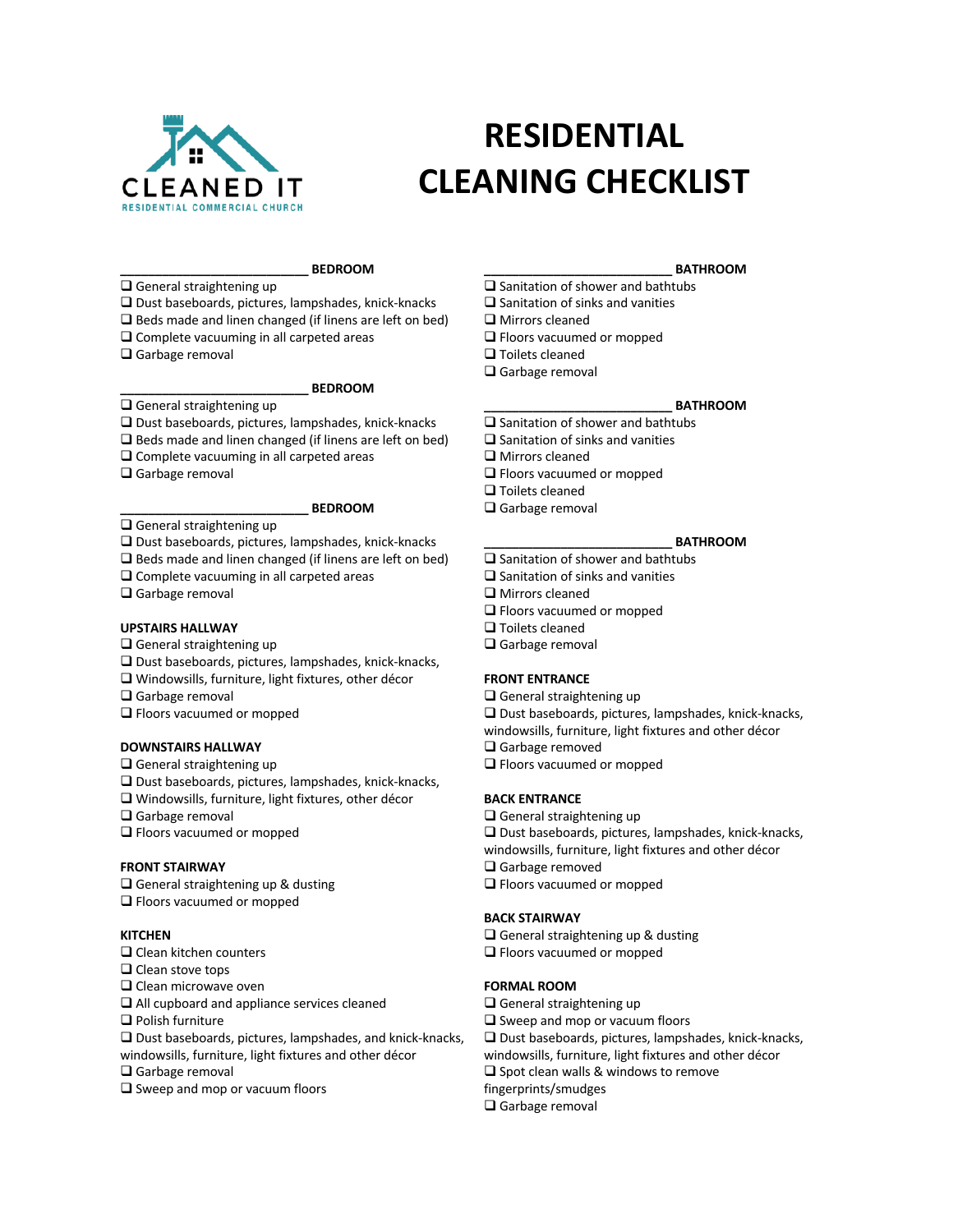CLEANED IT

RESIDENTIAL COMMERCIAL CHURCH

# RESIDENTIAL CLEANING CHECKLIST

**___________________________ BEDROOM**

- ❑ General straightening up
- ❑ Dust baseboards, pictures, lampshades, knick-knacks
- ❑ Beds made and linen changed (if linens are left on bed)
- ❑ Complete vacuuming in all carpeted areas
- ❑ Garbage removal

**___________________________ BEDROOM**

- ❑ General straightening up
- ❑ Dust baseboards, pictures, lampshades, knick-knacks
- ❑ Beds made and linen changed (if linens are left on bed)
- ❑ Complete vacuuming in all carpeted areas
- ❑ Garbage removal

**___________________________ BEDROOM**

- ❑ General straightening up
- ❑ Dust baseboards, pictures, lampshades, knick-knacks
- ❑ Beds made and linen changed (if linens are left on bed)
- ❑ Complete vacuuming in all carpeted areas
- ❑ Garbage removal

**UPSTAIRS HALLWAY**

- ❑ General straightening up
- ❑ Dust baseboards, pictures, lampshades, knick-knacks,
- ❑ Windowsills, furniture, light fixtures, other décor
- ❑ Garbage removal
- ❑ Floors vacuumed or mopped

**DOWNSTAIRS HALLWAY**

- ❑ General straightening up
- ❑ Dust baseboards, pictures, lampshades, knick-knacks,
- ❑ Windowsills, furniture, light fixtures, other décor
- ❑ Garbage removal
- ❑ Floors vacuumed or mopped

**FRONT STAIRWAY**

- ❑ General straightening up & dusting
- ❑ Floors vacuumed or mopped

**KITCHEN**

- ❑ Clean kitchen counters
- ❑ Clean stove tops
- ❑ Clean microwave oven
- ❑ All cupboard and appliance services cleaned
- ❑ Polish furniture
- ❑ Dust baseboards, pictures, lampshades, and knick-knacks, windowsills, furniture, light fixtures and other décor
- ❑ Garbage removal
- ❑ Sweep and mop or vacuum floors

**___________________________ BATHROOM**

- ❑ Sanitation of shower and bathtubs
- ❑ Sanitation of sinks and vanities
- ❑ Mirrors cleaned
- ❑ Floors vacuumed or mopped
- ❑ Toilets cleaned
- ❑ Garbage removal

**___________________________ BATHROOM**

- ❑ Sanitation of shower and bathtubs
- ❑ Sanitation of sinks and vanities
- ❑ Mirrors cleaned
- ❑ Floors vacuumed or mopped
- ❑ Toilets cleaned
- ❑ Garbage removal

**___________________________ BATHROOM**

- ❑ Sanitation of shower and bathtubs
- ❑ Sanitation of sinks and vanities
- ❑ Mirrors cleaned
- ❑ Floors vacuumed or mopped
- ❑ Toilets cleaned
- ❑ Garbage removal

**FRONT ENTRANCE**

- ❑ General straightening up
- ❑ Dust baseboards, pictures, lampshades, knick-knacks, windowsills, furniture, light fixtures and other décor
- ❑ Garbage removed
- ❑ Floors vacuumed or mopped

**BACK ENTRANCE**

- ❑ General straightening up
- ❑ Dust baseboards, pictures, lampshades, knick-knacks, windowsills, furniture, light fixtures and other décor
- ❑ Garbage removed
- ❑ Floors vacuumed or mopped

**BACK STAIRWAY**

- ❑ General straightening up & dusting
- ❑ Floors vacuumed or mopped

**FORMAL ROOM**

- ❑ General straightening up
- ❑ Sweep and mop or vacuum floors
- ❑ Dust baseboards, pictures, lampshades, knick-knacks, windowsills, furniture, light fixtures and other décor
- ❑ Spot clean walls & windows to remove fingerprints/smudges
- ❑ Garbage removal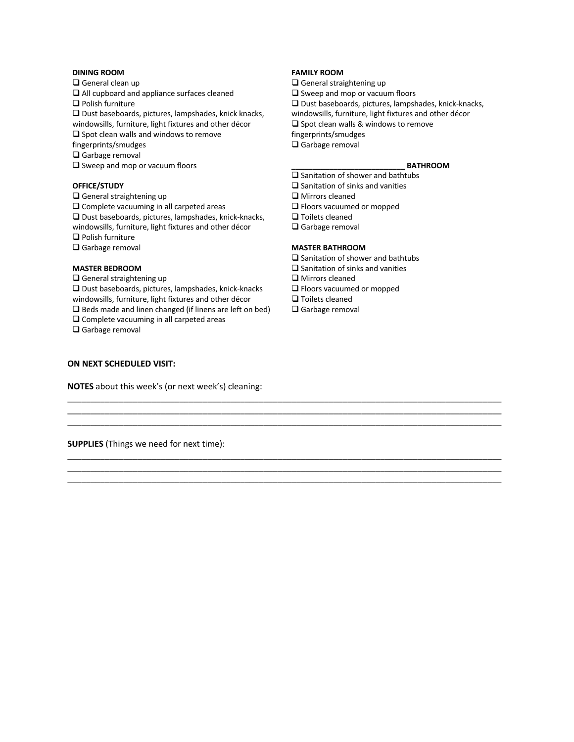**DINING ROOM**

- ❑ General clean up
- ❑ All cupboard and appliance surfaces cleaned
- ❑ Polish furniture
- ❑ Dust baseboards, pictures, lampshades, knick knacks, windowsills, furniture, light fixtures and other décor
- ❑ Spot clean walls and windows to remove fingerprints/smudges
- ❑ Garbage removal
- ❑ Sweep and mop or vacuum floors

**OFFICE/STUDY**

- ❑ General straightening up
- ❑ Complete vacuuming in all carpeted areas
- ❑ Dust baseboards, pictures, lampshades, knick-knacks, windowsills, furniture, light fixtures and other décor
- ❑ Polish furniture
- ❑ Garbage removal

**MASTER BEDROOM**

- ❑ General straightening up
- ❑ Dust baseboards, pictures, lampshades, knick-knacks windowsills, furniture, light fixtures and other décor
- ❑ Beds made and linen changed (if linens are left on bed)
- ❑ Complete vacuuming in all carpeted areas
- ❑ Garbage removal

**FAMILY ROOM**

- ❑ General straightening up
- ❑ Sweep and mop or vacuum floors
- ❑ Dust baseboards, pictures, lampshades, knick-knacks, windowsills, furniture, light fixtures and other décor
- ❑ Spot clean walls & windows to remove fingerprints/smudges
- ❑ Garbage removal

**___________________________ BATHROOM**

- ❑ Sanitation of shower and bathtubs
- ❑ Sanitation of sinks and vanities
- ❑ Mirrors cleaned
- ❑ Floors vacuumed or mopped
- ❑ Toilets cleaned
- ❑ Garbage removal

**MASTER BATHROOM**

- ❑ Sanitation of shower and bathtubs
- ❑ Sanitation of sinks and vanities
- ❑ Mirrors cleaned
- ❑ Floors vacuumed or mopped
- ❑ Toilets cleaned
- ❑ Garbage removal

**ON NEXT SCHEDULED VISIT:**

**NOTES** about this week's (or next week's) cleaning:

_____________________________________________________________________________________________
_____________________________________________________________________________________________
_____________________________________________________________________________________________

**SUPPLIES** (Things we need for next time):

_____________________________________________________________________________________________
_____________________________________________________________________________________________
_____________________________________________________________________________________________